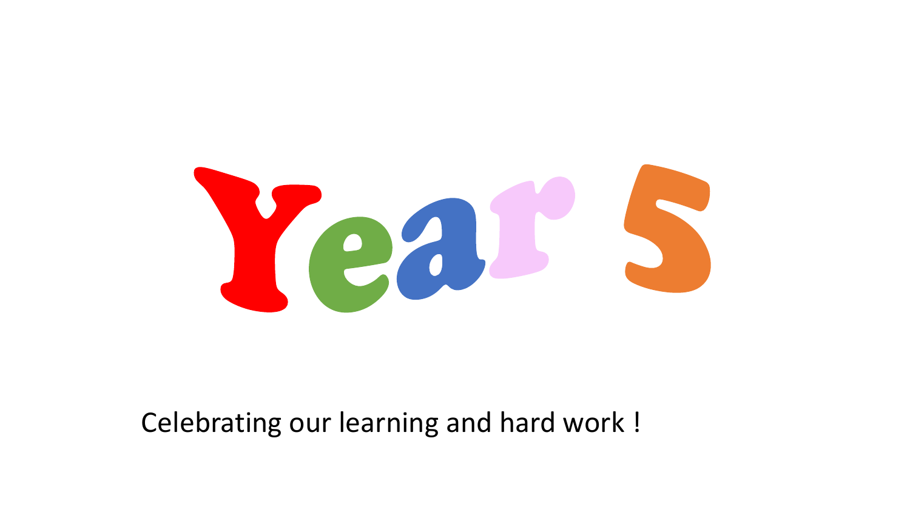# Year 5

Celebrating our learning and hard work !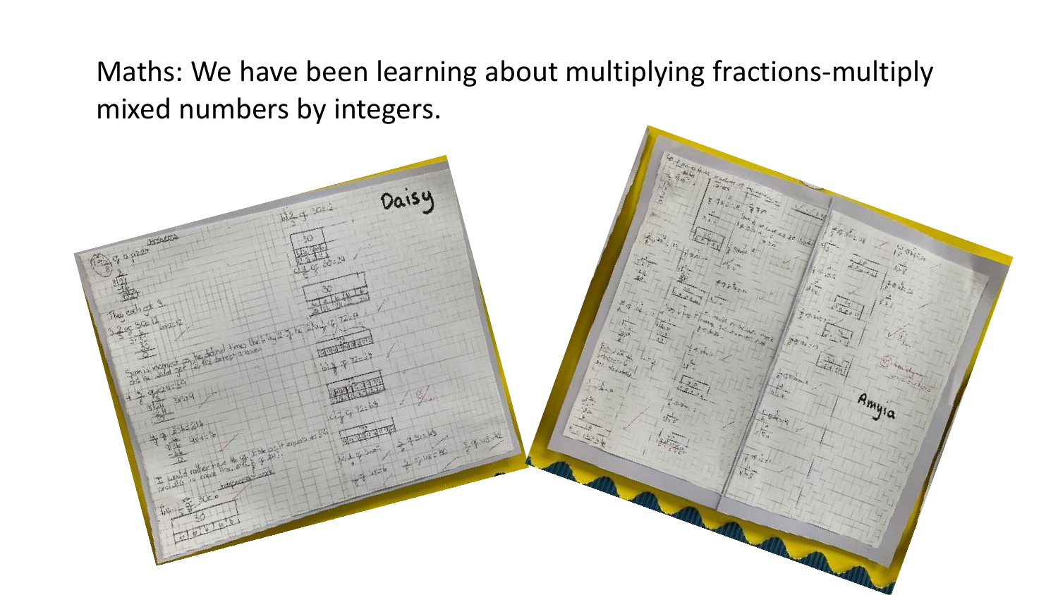Maths: We have been learning about multiplying fractions-multiply mixed numbers by integers.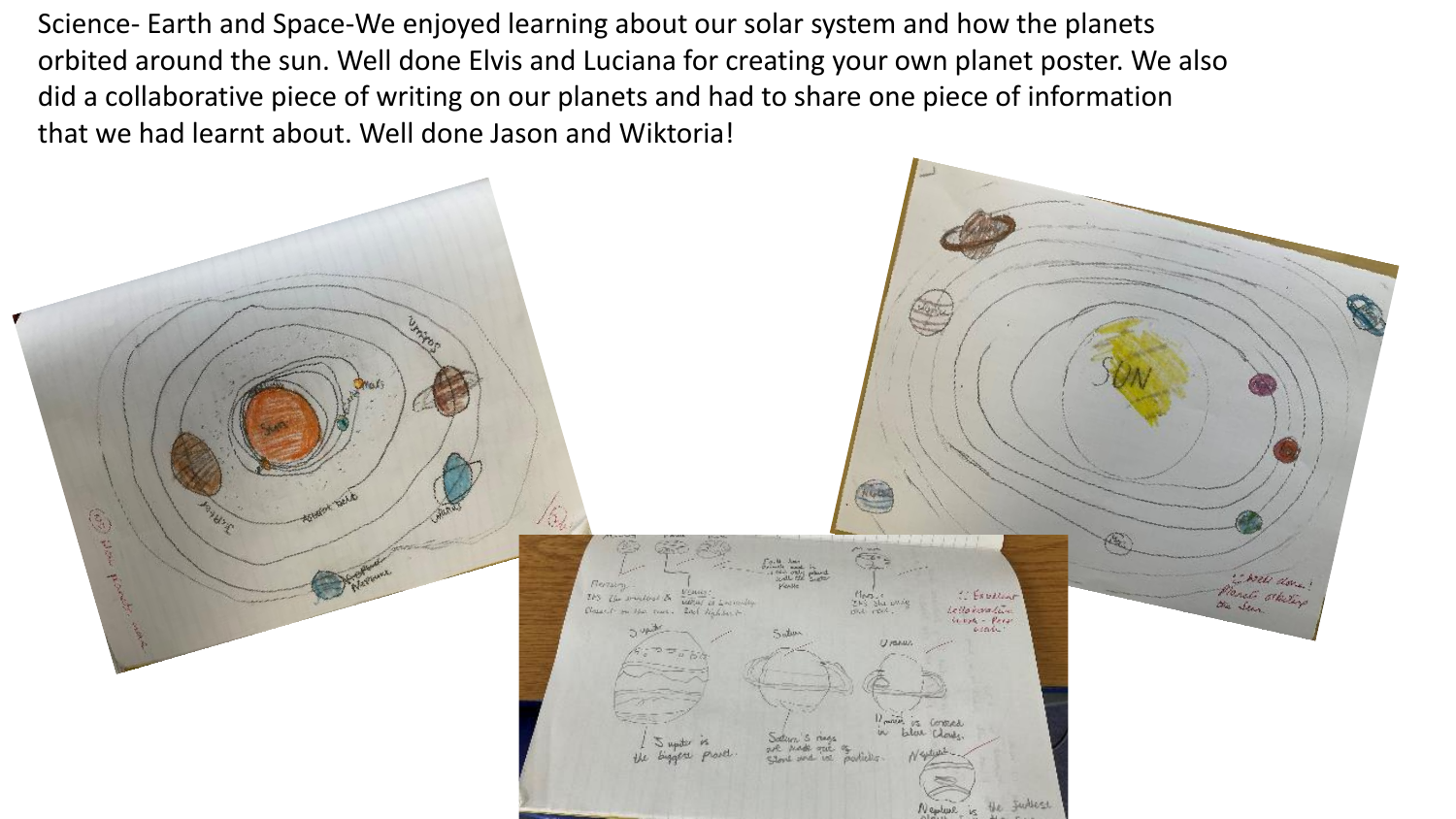Science- Earth and Space-We enjoyed learning about our solar system and how the planets orbited around the sun. Well done Elvis and Luciana for creating your own planet poster. We also did a collaborative piece of writing on our planets and had to share one piece of information that we had learnt about. Well done Jason and Wiktoria!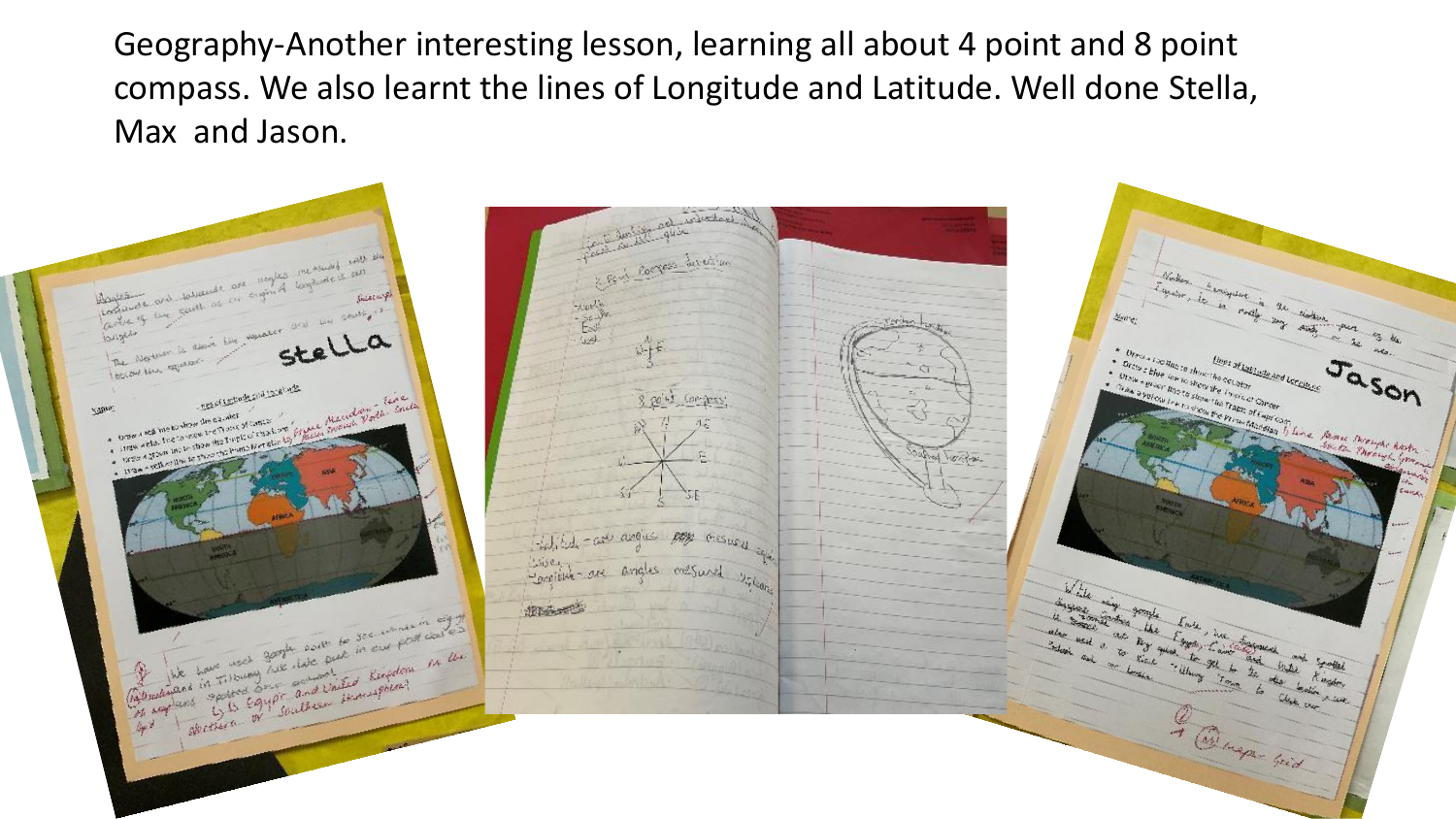Geography-Another interesting lesson, learning all about 4 point and 8 point compass. We also learnt the lines of Longitude and Latitude. Well done Stella, Max and Jason.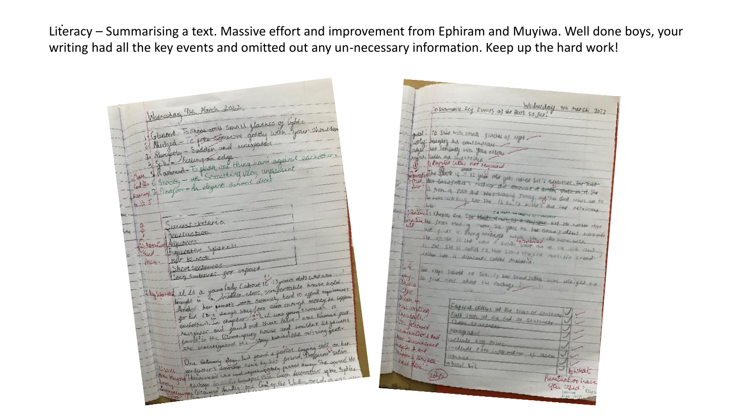Literacy – Summarising a text. Massive effort and improvement from Ephiram and Muyiwa. Well done boys, your writing had all the key events and omitted out any un-necessary information. Keep up the hard work!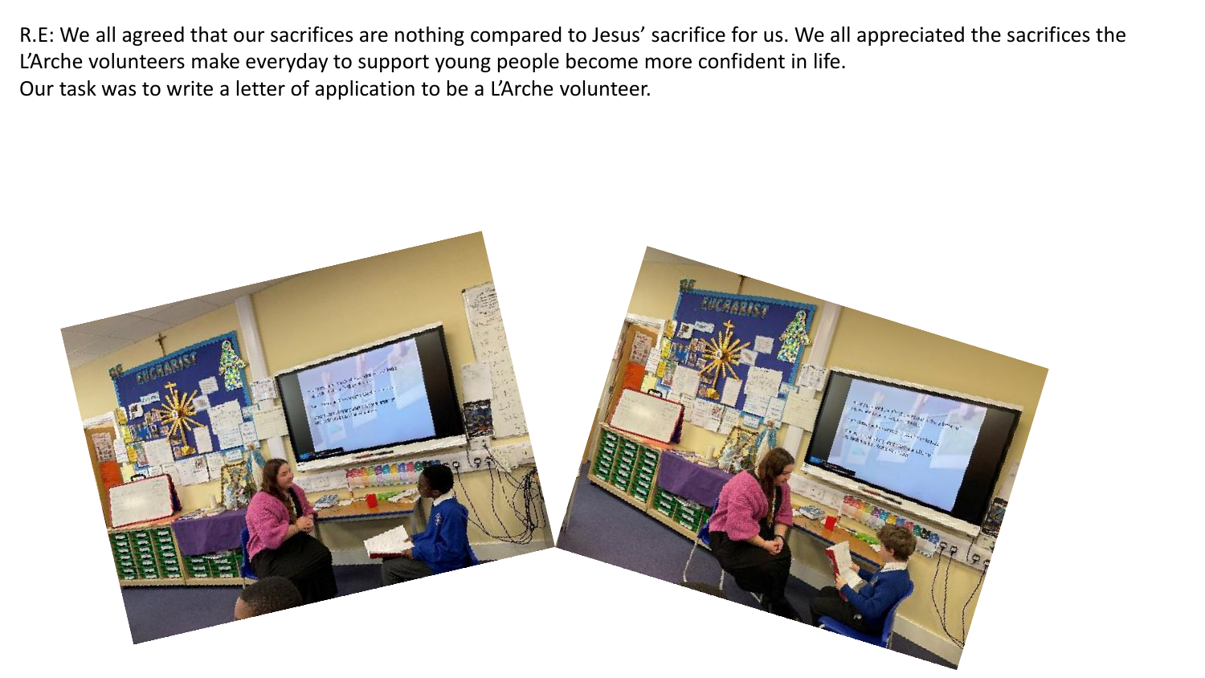R.E: We all agreed that our sacrifices are nothing compared to Jesus' sacrifice for us. We all appreciated the sacrifices the L'Arche volunteers make everyday to support young people become more confident in life.
Our task was to write a letter of application to be a L'Arche volunteer.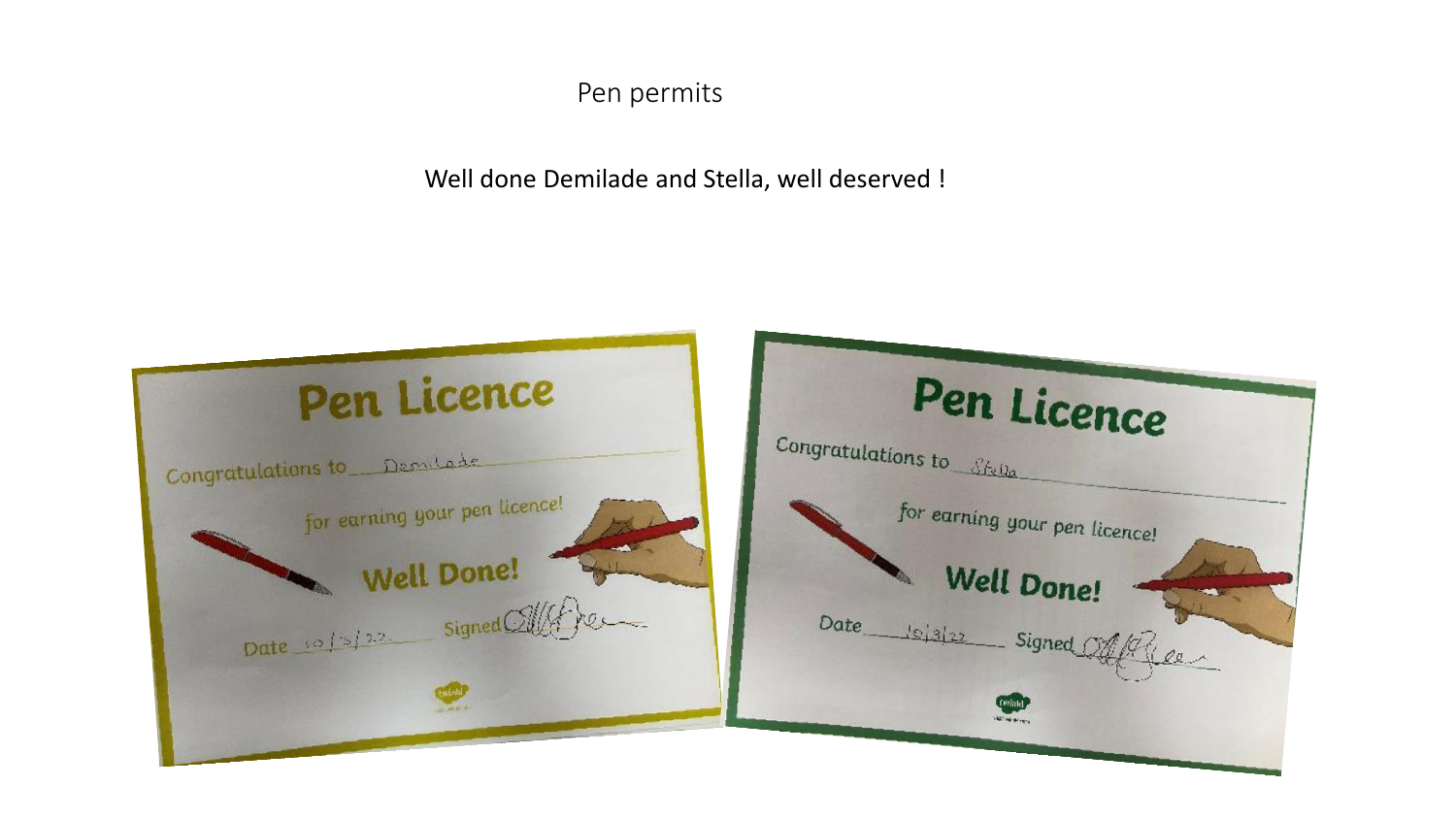# Pen permits

Well done Demilade and Stella, well deserved !

**Pen Licence**

Congratulations to Demilade

for earning your pen licence!

**Well Done!**

Date 10/3/22 Signed

**Pen Licence**

Congratulations to Stella

for earning your pen licence!

**Well Done!**

Date 10/3/22 Signed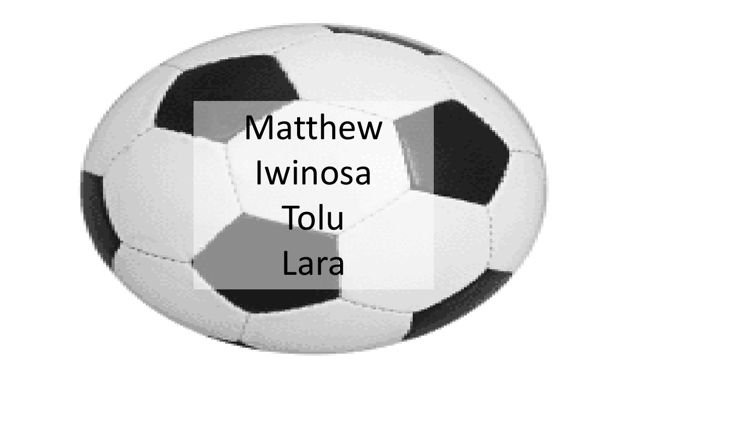Matthew
Iwinosa
Tolu
Lara